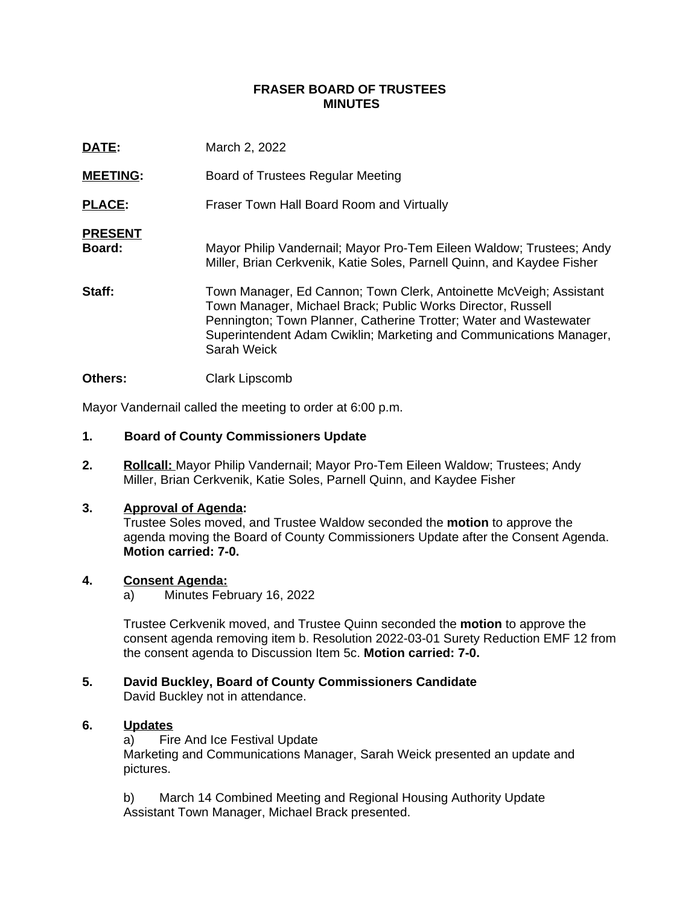**FRASER BOARD OF TRUSTEES**
**MINUTES**

**DATE:** March 2, 2022

**MEETING:** Board of Trustees Regular Meeting

**PLACE:** Fraser Town Hall Board Room and Virtually

**PRESENT**
**Board:** Mayor Philip Vandernail; Mayor Pro-Tem Eileen Waldow; Trustees; Andy Miller, Brian Cerkvenik, Katie Soles, Parnell Quinn, and Kaydee Fisher

**Staff:** Town Manager, Ed Cannon; Town Clerk, Antoinette McVeigh; Assistant Town Manager, Michael Brack; Public Works Director, Russell Pennington; Town Planner, Catherine Trotter; Water and Wastewater Superintendent Adam Cwiklin; Marketing and Communications Manager, Sarah Weick

**Others:** Clark Lipscomb

Mayor Vandernail called the meeting to order at 6:00 p.m.

**1. Board of County Commissioners Update**

**2. Rollcall:** Mayor Philip Vandernail; Mayor Pro-Tem Eileen Waldow; Trustees; Andy Miller, Brian Cerkvenik, Katie Soles, Parnell Quinn, and Kaydee Fisher

**3. Approval of Agenda:**
Trustee Soles moved, and Trustee Waldow seconded the **motion** to approve the agenda moving the Board of County Commissioners Update after the Consent Agenda. **Motion carried: 7-0.**

**4. Consent Agenda:**
a) Minutes February 16, 2022

Trustee Cerkvenik moved, and Trustee Quinn seconded the **motion** to approve the consent agenda removing item b. Resolution 2022-03-01 Surety Reduction EMF 12 from the consent agenda to Discussion Item 5c. **Motion carried: 7-0.**

**5. David Buckley, Board of County Commissioners Candidate**
David Buckley not in attendance.

**6. Updates**
a) Fire And Ice Festival Update
Marketing and Communications Manager, Sarah Weick presented an update and pictures.

b) March 14 Combined Meeting and Regional Housing Authority Update
Assistant Town Manager, Michael Brack presented.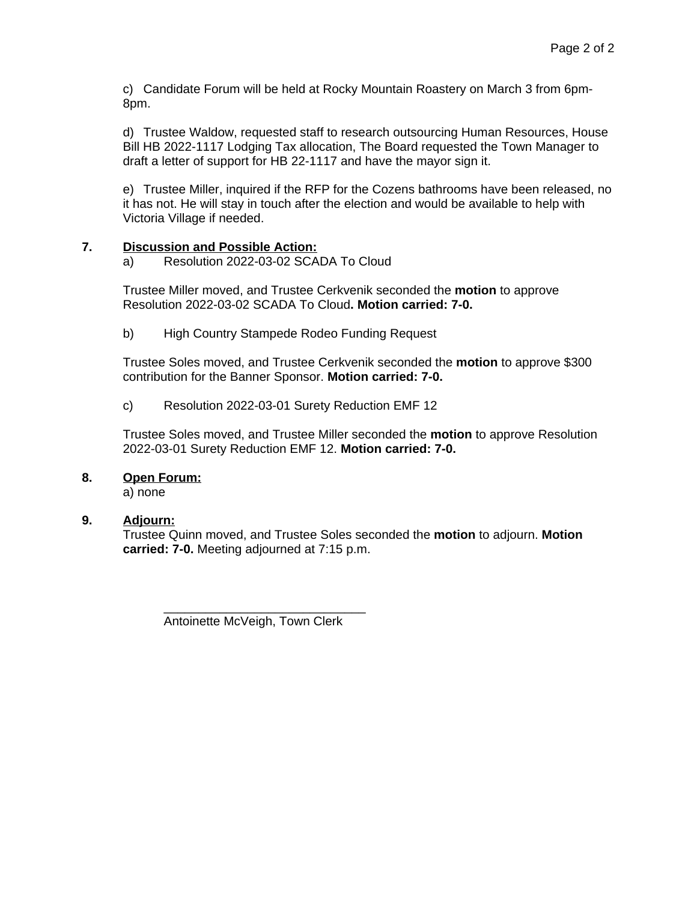c) Candidate Forum will be held at Rocky Mountain Roastery on March 3 from 6pm-8pm.

d) Trustee Waldow, requested staff to research outsourcing Human Resources, House Bill HB 2022-1117 Lodging Tax allocation, The Board requested the Town Manager to draft a letter of support for HB 22-1117 and have the mayor sign it.

e) Trustee Miller, inquired if the RFP for the Cozens bathrooms have been released, no it has not. He will stay in touch after the election and would be available to help with Victoria Village if needed.

**7. Discussion and Possible Action:**

a) Resolution 2022-03-02 SCADA To Cloud

Trustee Miller moved, and Trustee Cerkvenik seconded the **motion** to approve Resolution 2022-03-02 SCADA To Cloud**. Motion carried: 7-0.**

b) High Country Stampede Rodeo Funding Request

Trustee Soles moved, and Trustee Cerkvenik seconded the **motion** to approve $300 contribution for the Banner Sponsor. **Motion carried: 7-0.**

c) Resolution 2022-03-01 Surety Reduction EMF 12

Trustee Soles moved, and Trustee Miller seconded the **motion** to approve Resolution 2022-03-01 Surety Reduction EMF 12. **Motion carried: 7-0.**

**8. Open Forum:**

a) none

**9. Adjourn:**

Trustee Quinn moved, and Trustee Soles seconded the **motion** to adjourn. **Motion carried: 7-0.** Meeting adjourned at 7:15 p.m.

\_\_\_\_\_\_\_\_\_\_\_\_\_\_\_\_\_\_\_\_\_\_\_\_\_\_\_\_\_\_

Antoinette McVeigh, Town Clerk